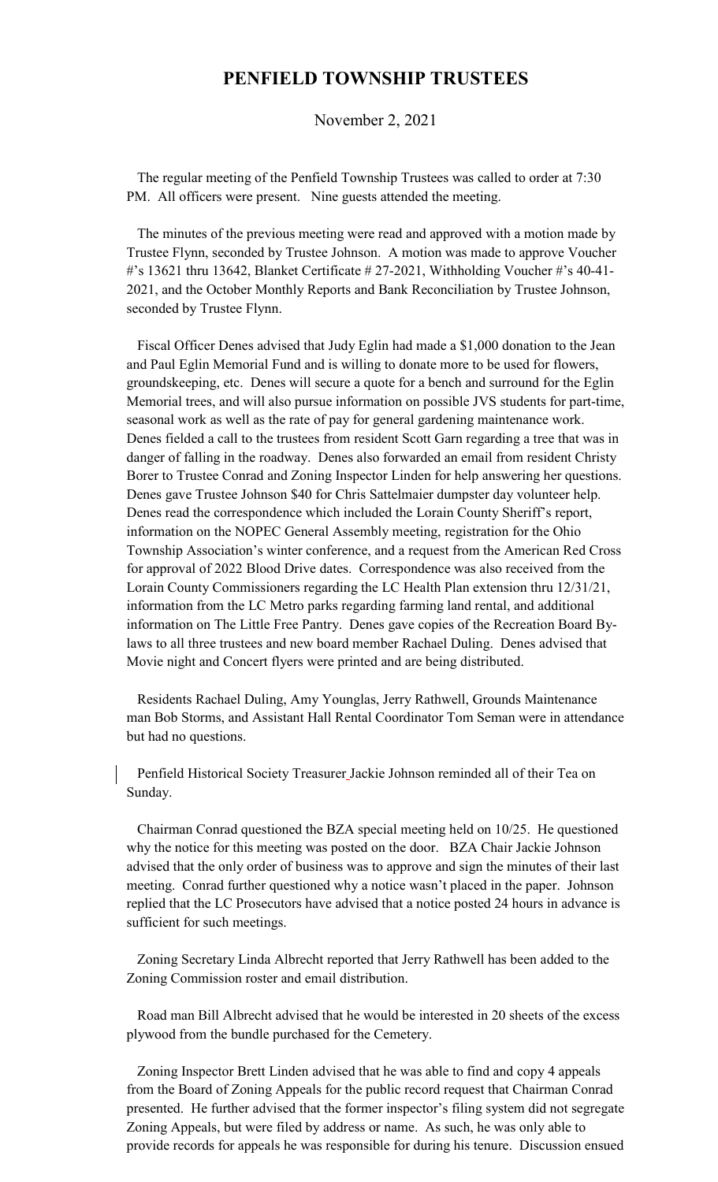# PENFIELD TOWNSHIP TRUSTEES

November 2, 2021

The regular meeting of the Penfield Township Trustees was called to order at 7:30 PM. All officers were present. Nine guests attended the meeting.

The minutes of the previous meeting were read and approved with a motion made by Trustee Flynn, seconded by Trustee Johnson. A motion was made to approve Voucher #'s 13621 thru 13642, Blanket Certificate # 27-2021, Withholding Voucher #'s 40-41-2021, and the October Monthly Reports and Bank Reconciliation by Trustee Johnson, seconded by Trustee Flynn.

Fiscal Officer Denes advised that Judy Eglin had made a $1,000 donation to the Jean and Paul Eglin Memorial Fund and is willing to donate more to be used for flowers, groundskeeping, etc. Denes will secure a quote for a bench and surround for the Eglin Memorial trees, and will also pursue information on possible JVS students for part-time, seasonal work as well as the rate of pay for general gardening maintenance work. Denes fielded a call to the trustees from resident Scott Garn regarding a tree that was in danger of falling in the roadway. Denes also forwarded an email from resident Christy Borer to Trustee Conrad and Zoning Inspector Linden for help answering her questions. Denes gave Trustee Johnson $40 for Chris Sattelmaier dumpster day volunteer help. Denes read the correspondence which included the Lorain County Sheriff's report, information on the NOPEC General Assembly meeting, registration for the Ohio Township Association's winter conference, and a request from the American Red Cross for approval of 2022 Blood Drive dates. Correspondence was also received from the Lorain County Commissioners regarding the LC Health Plan extension thru 12/31/21, information from the LC Metro parks regarding farming land rental, and additional information on The Little Free Pantry. Denes gave copies of the Recreation Board By-laws to all three trustees and new board member Rachael Duling. Denes advised that Movie night and Concert flyers were printed and are being distributed.

Residents Rachael Duling, Amy Younglas, Jerry Rathwell, Grounds Maintenance man Bob Storms, and Assistant Hall Rental Coordinator Tom Seman were in attendance but had no questions.

Penfield Historical Society Treasurer Jackie Johnson reminded all of their Tea on Sunday.

Chairman Conrad questioned the BZA special meeting held on 10/25. He questioned why the notice for this meeting was posted on the door. BZA Chair Jackie Johnson advised that the only order of business was to approve and sign the minutes of their last meeting. Conrad further questioned why a notice wasn't placed in the paper. Johnson replied that the LC Prosecutors have advised that a notice posted 24 hours in advance is sufficient for such meetings.

Zoning Secretary Linda Albrecht reported that Jerry Rathwell has been added to the Zoning Commission roster and email distribution.

Road man Bill Albrecht advised that he would be interested in 20 sheets of the excess plywood from the bundle purchased for the Cemetery.

Zoning Inspector Brett Linden advised that he was able to find and copy 4 appeals from the Board of Zoning Appeals for the public record request that Chairman Conrad presented. He further advised that the former inspector's filing system did not segregate Zoning Appeals, but were filed by address or name. As such, he was only able to provide records for appeals he was responsible for during his tenure. Discussion ensued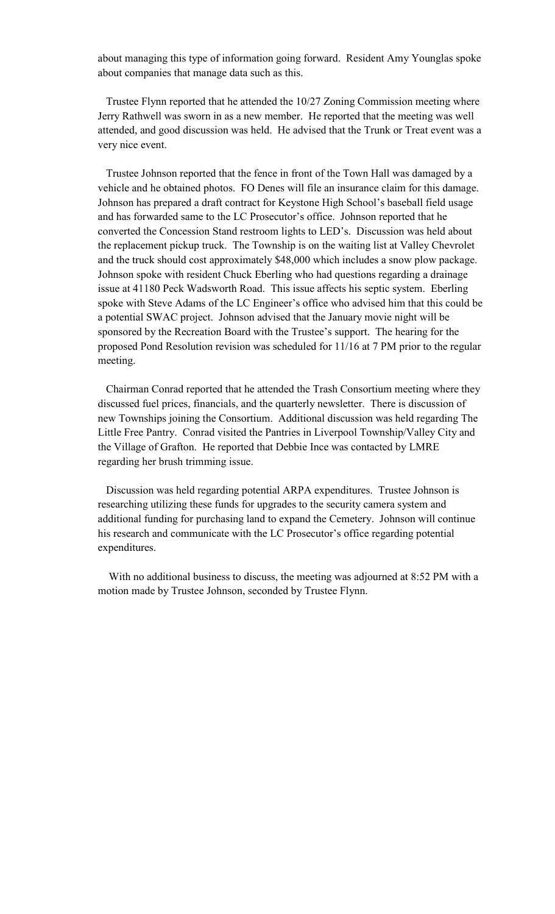about managing this type of information going forward. Resident Amy Younglas spoke about companies that manage data such as this.

Trustee Flynn reported that he attended the 10/27 Zoning Commission meeting where Jerry Rathwell was sworn in as a new member. He reported that the meeting was well attended, and good discussion was held. He advised that the Trunk or Treat event was a very nice event.

Trustee Johnson reported that the fence in front of the Town Hall was damaged by a vehicle and he obtained photos. FO Denes will file an insurance claim for this damage. Johnson has prepared a draft contract for Keystone High School's baseball field usage and has forwarded same to the LC Prosecutor's office. Johnson reported that he converted the Concession Stand restroom lights to LED's. Discussion was held about the replacement pickup truck. The Township is on the waiting list at Valley Chevrolet and the truck should cost approximately $48,000 which includes a snow plow package. Johnson spoke with resident Chuck Eberling who had questions regarding a drainage issue at 41180 Peck Wadsworth Road. This issue affects his septic system. Eberling spoke with Steve Adams of the LC Engineer's office who advised him that this could be a potential SWAC project. Johnson advised that the January movie night will be sponsored by the Recreation Board with the Trustee's support. The hearing for the proposed Pond Resolution revision was scheduled for 11/16 at 7 PM prior to the regular meeting.

Chairman Conrad reported that he attended the Trash Consortium meeting where they discussed fuel prices, financials, and the quarterly newsletter. There is discussion of new Townships joining the Consortium. Additional discussion was held regarding The Little Free Pantry. Conrad visited the Pantries in Liverpool Township/Valley City and the Village of Grafton. He reported that Debbie Ince was contacted by LMRE regarding her brush trimming issue.

Discussion was held regarding potential ARPA expenditures. Trustee Johnson is researching utilizing these funds for upgrades to the security camera system and additional funding for purchasing land to expand the Cemetery. Johnson will continue his research and communicate with the LC Prosecutor's office regarding potential expenditures.

With no additional business to discuss, the meeting was adjourned at 8:52 PM with a motion made by Trustee Johnson, seconded by Trustee Flynn.